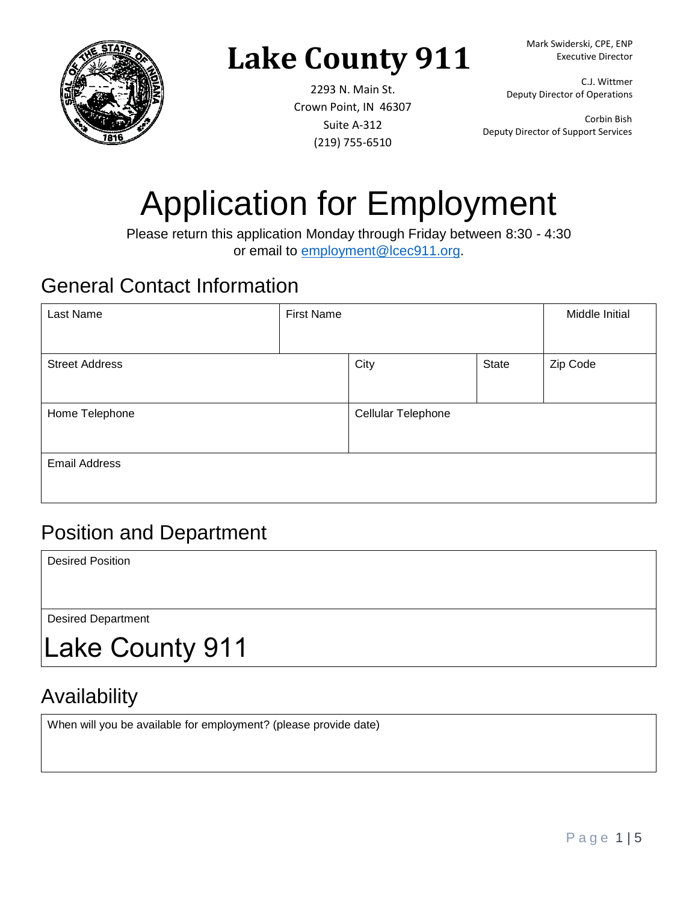# Lake County 911

2293 N. Main St.
Crown Point, IN 46307
Suite A-312
(219) 755-6510

Mark Swiderski, CPE, ENP
Executive Director

C.J. Wittmer
Deputy Director of Operations

Corbin Bish
Deputy Director of Support Services

# Application for Employment

Please return this application Monday through Friday between 8:30 - 4:30
or email to employment@lcec911.org.

## General Contact Information

| Last Name | First Name | | | Middle Initial |
|---|---|---|---|---|
| Street Address | | City | State | Zip Code |
| Home Telephone | | Cellular Telephone | | |
| Email Address | | | | |

## Position and Department

| Desired Position |
|---|
| |
| Desired Department |
| Lake County 911 |

## Availability

| When will you be available for employment? (please provide date) |
|---|
| |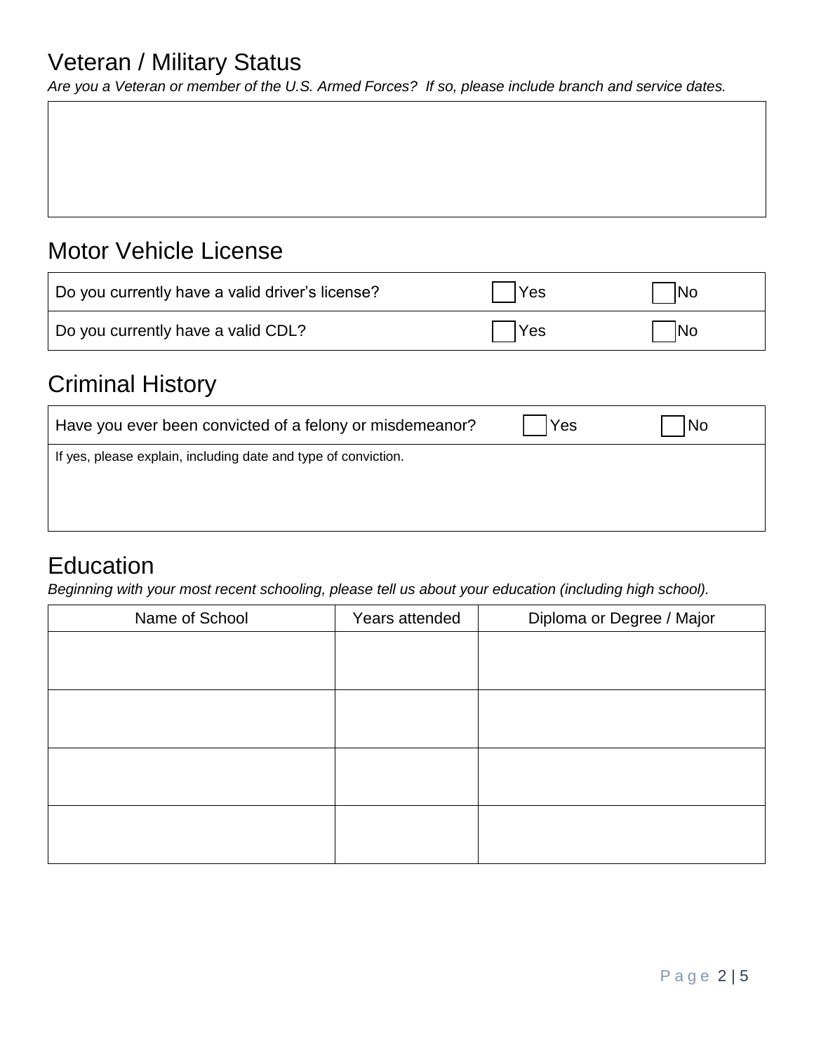## Veteran / Military Status

*Are you a Veteran or member of the U.S. Armed Forces? If so, please include branch and service dates.*

|  |
|---|
|  |

## Motor Vehicle License

| | | |
|---|---|---|
| Do you currently have a valid driver's license? | ☐ Yes | ☐ No |
| Do you currently have a valid CDL? | ☐ Yes | ☐ No |

## Criminal History

| | | |
|---|---|---|
| Have you ever been convicted of a felony or misdemeanor? | ☐ Yes | ☐ No |
| If yes, please explain, including date and type of conviction. | | |

## Education

*Beginning with your most recent schooling, please tell us about your education (including high school).*

| Name of School | Years attended | Diploma or Degree / Major |
|---|---|---|
| | | |
| | | |
| | | |
| | | |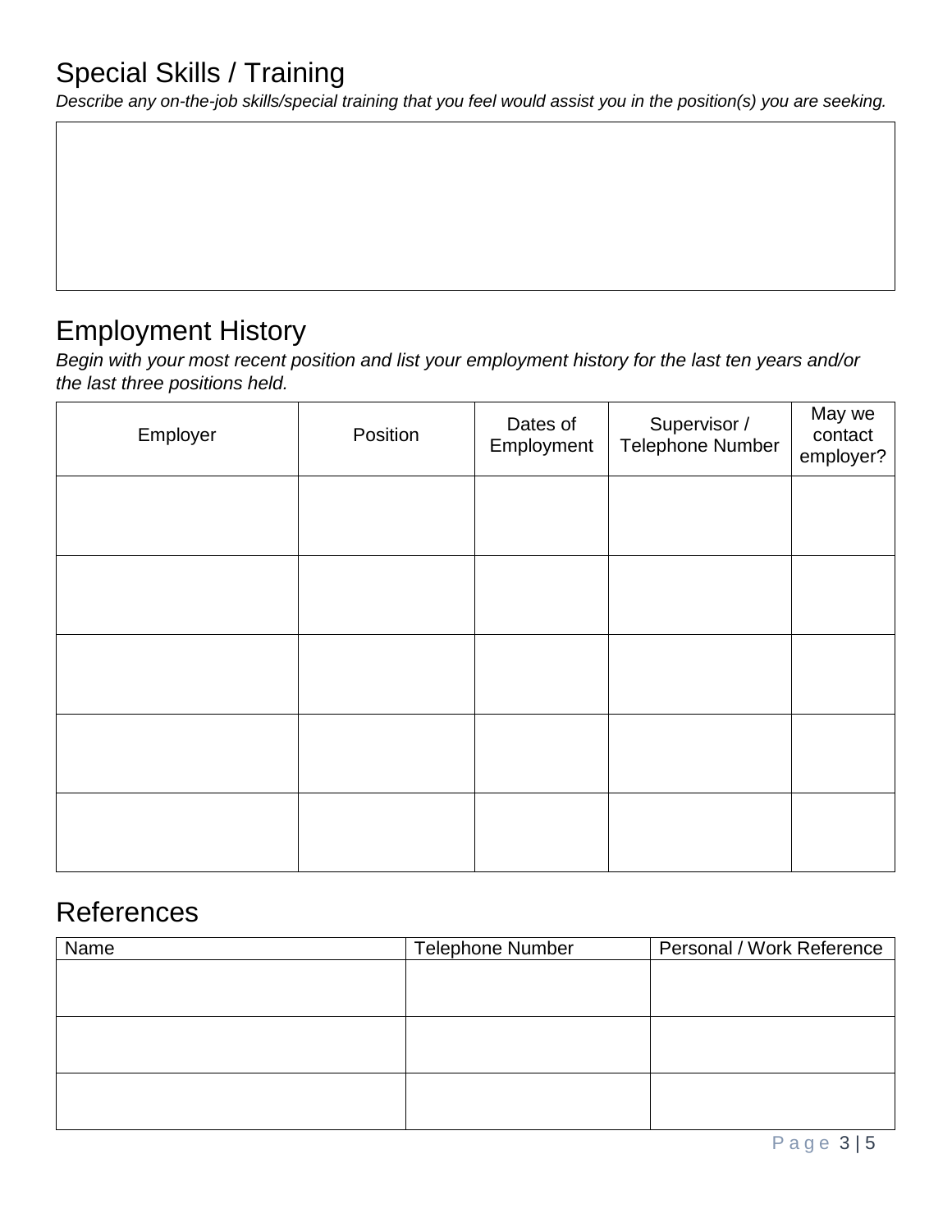## Special Skills / Training

*Describe any on-the-job skills/special training that you feel would assist you in the position(s) you are seeking.*

## Employment History

*Begin with your most recent position and list your employment history for the last ten years and/or the last three positions held.*

| Employer | Position | Dates of Employment | Supervisor / Telephone Number | May we contact employer? |
| --- | --- | --- | --- | --- |
| | | | | |
| | | | | |
| | | | | |
| | | | | |
| | | | | |

## References

| Name | Telephone Number | Personal / Work Reference |
| --- | --- | --- |
| | | |
| | | |
| | | |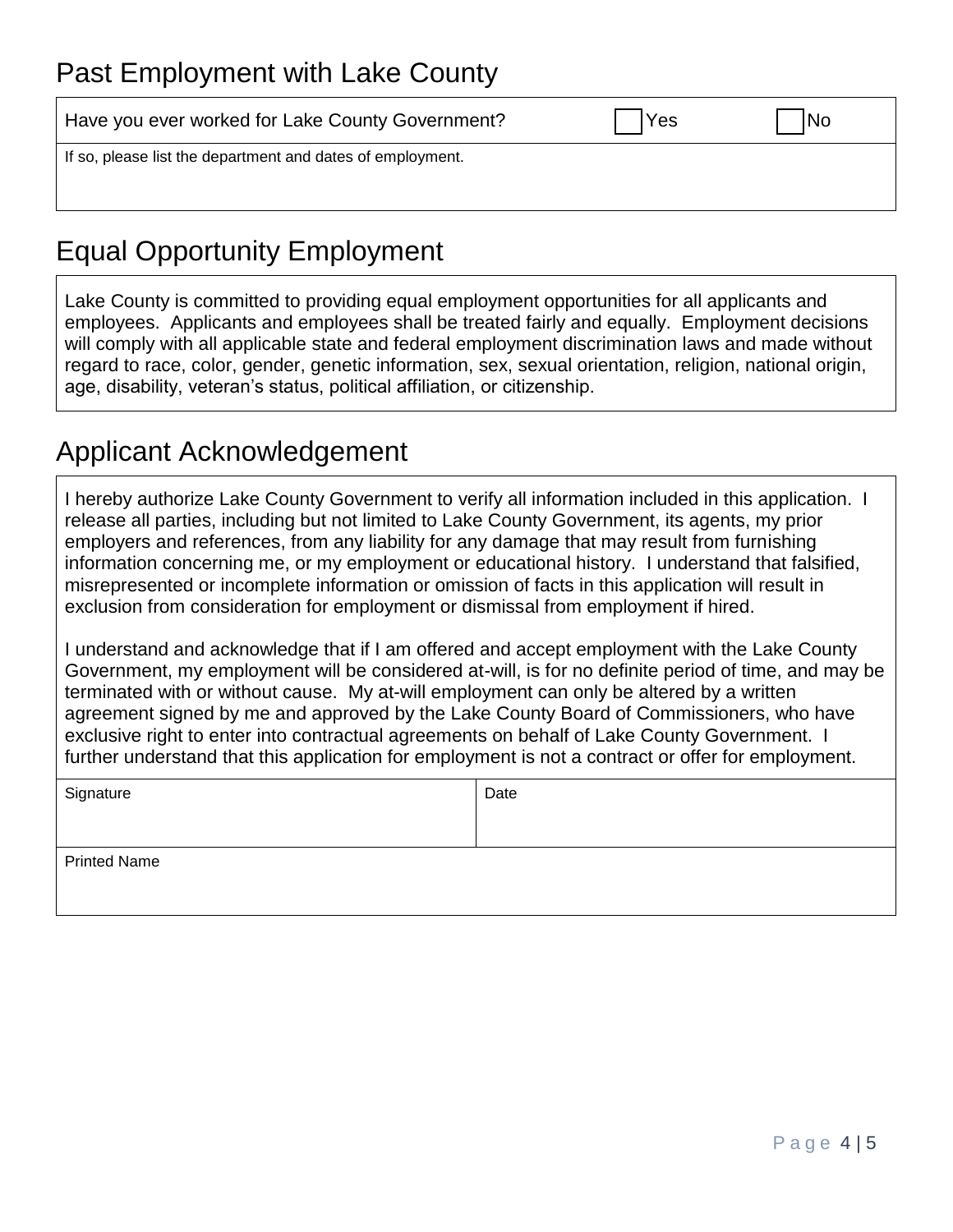## Past Employment with Lake County

| Have you ever worked for Lake County Government? | ☐ Yes | ☐ No |
|---|---|---|
| If so, please list the department and dates of employment. | | |

## Equal Opportunity Employment

Lake County is committed to providing equal employment opportunities for all applicants and employees. Applicants and employees shall be treated fairly and equally. Employment decisions will comply with all applicable state and federal employment discrimination laws and made without regard to race, color, gender, genetic information, sex, sexual orientation, religion, national origin, age, disability, veteran's status, political affiliation, or citizenship.

## Applicant Acknowledgement

I hereby authorize Lake County Government to verify all information included in this application. I release all parties, including but not limited to Lake County Government, its agents, my prior employers and references, from any liability for any damage that may result from furnishing information concerning me, or my employment or educational history. I understand that falsified, misrepresented or incomplete information or omission of facts in this application will result in exclusion from consideration for employment or dismissal from employment if hired.

I understand and acknowledge that if I am offered and accept employment with the Lake County Government, my employment will be considered at-will, is for no definite period of time, and may be terminated with or without cause. My at-will employment can only be altered by a written agreement signed by me and approved by the Lake County Board of Commissioners, who have exclusive right to enter into contractual agreements on behalf of Lake County Government. I further understand that this application for employment is not a contract or offer for employment.

| Signature | Date |
|---|---|
| Printed Name | |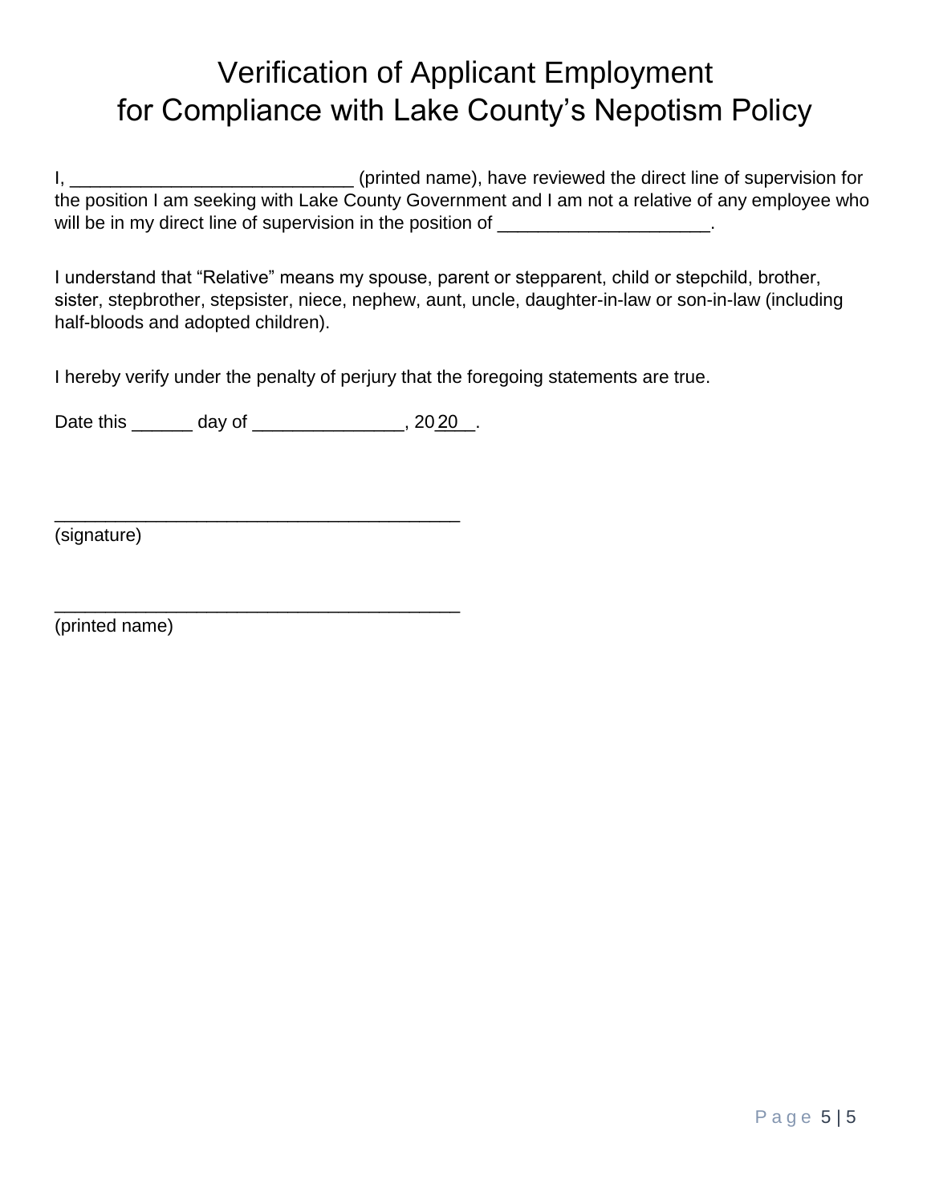# Verification of Applicant Employment for Compliance with Lake County's Nepotism Policy

I, ____________________________ (printed name), have reviewed the direct line of supervision for the position I am seeking with Lake County Government and I am not a relative of any employee who will be in my direct line of supervision in the position of _____________________.

I understand that "Relative" means my spouse, parent or stepparent, child or stepchild, brother, sister, stepbrother, stepsister, niece, nephew, aunt, uncle, daughter-in-law or son-in-law (including half-bloods and adopted children).

I hereby verify under the penalty of perjury that the foregoing statements are true.

Date this ______ day of _______________, 20_20__.

_________________________________________
(signature)

_________________________________________
(printed name)